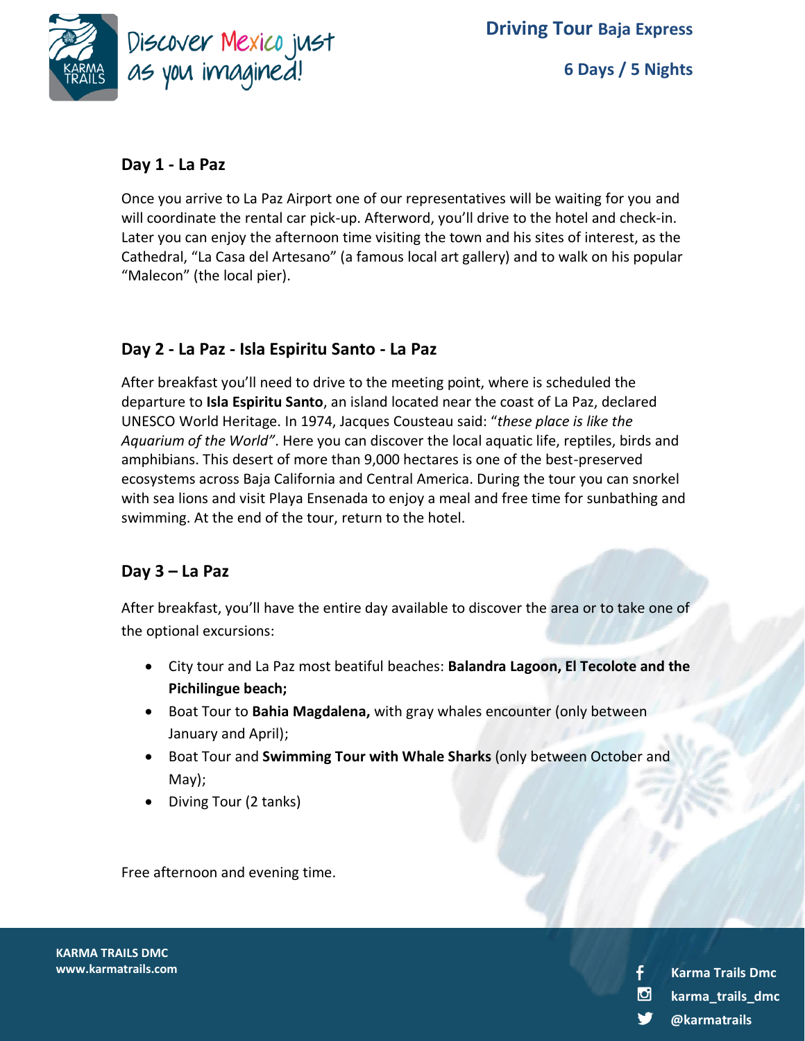# Driving Tour Baja Express

## 6 Days / 5 Nights

### Day 1 - La Paz

Once you arrive to La Paz Airport one of our representatives will be waiting for you and will coordinate the rental car pick-up. Afterword, you'll drive to the hotel and check-in. Later you can enjoy the afternoon time visiting the town and his sites of interest, as the Cathedral, "La Casa del Artesano" (a famous local art gallery) and to walk on his popular "Malecon" (the local pier).

### Day 2 - La Paz - Isla Espiritu Santo - La Paz

After breakfast you'll need to drive to the meeting point, where is scheduled the departure to **Isla Espiritu Santo**, an island located near the coast of La Paz, declared UNESCO World Heritage. In 1974, Jacques Cousteau said: "*these place is like the Aquarium of the World"*. Here you can discover the local aquatic life, reptiles, birds and amphibians. This desert of more than 9,000 hectares is one of the best-preserved ecosystems across Baja California and Central America. During the tour you can snorkel with sea lions and visit Playa Ensenada to enjoy a meal and free time for sunbathing and swimming. At the end of the tour, return to the hotel.

### Day 3 – La Paz

After breakfast, you'll have the entire day available to discover the area or to take one of the optional excursions:

- City tour and La Paz most beatiful beaches: **Balandra Lagoon, El Tecolote and the Pichilingue beach;**
- Boat Tour to **Bahia Magdalena,** with gray whales encounter (only between January and April);
- Boat Tour and **Swimming Tour with Whale Sharks** (only between October and May);
- Diving Tour (2 tanks)

Free afternoon and evening time.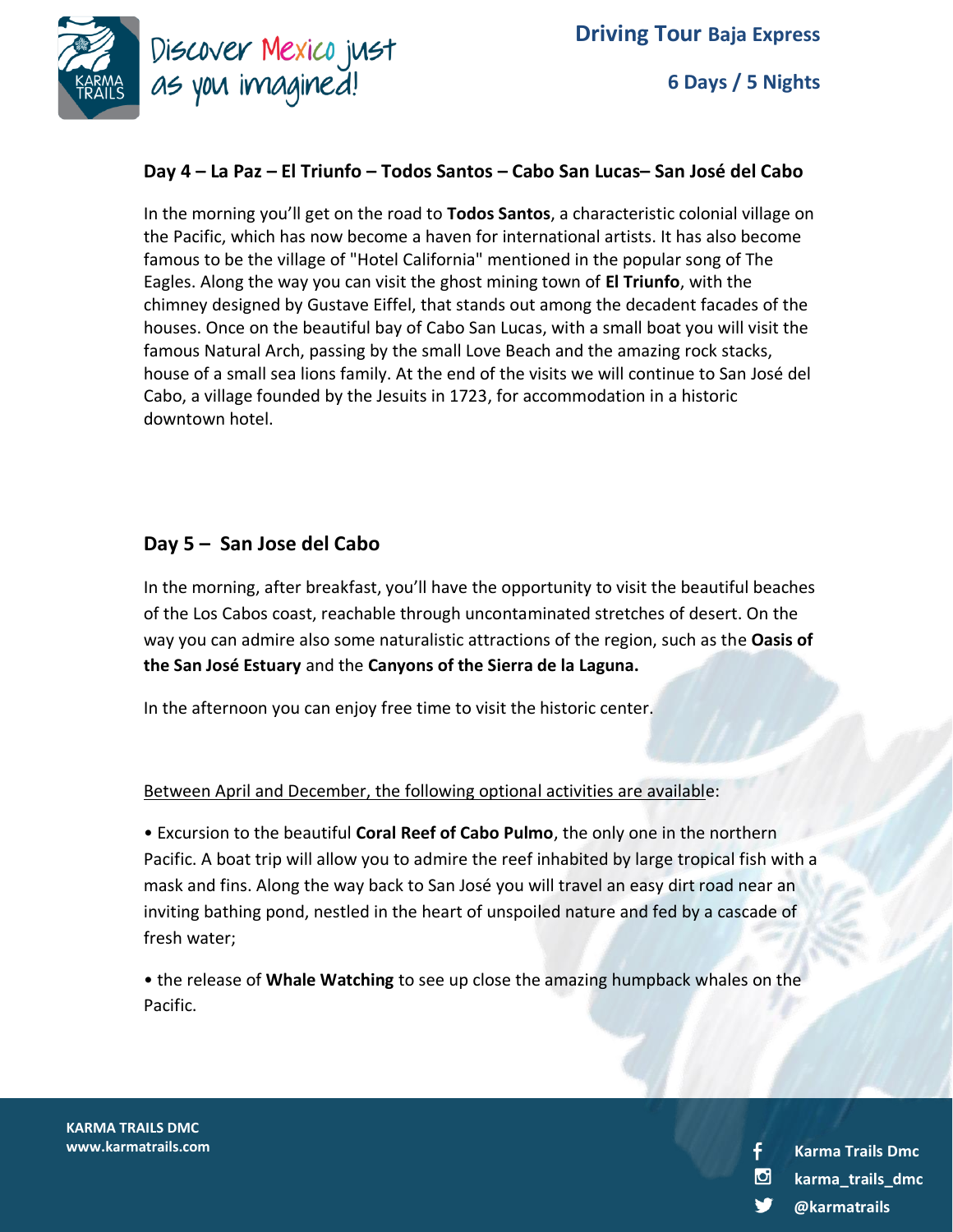## Day 4 – La Paz – El Triunfo – Todos Santos – Cabo San Lucas– San José del Cabo

In the morning you'll get on the road to **Todos Santos**, a characteristic colonial village on the Pacific, which has now become a haven for international artists. It has also become famous to be the village of "Hotel California" mentioned in the popular song of The Eagles. Along the way you can visit the ghost mining town of **El Triunfo**, with the chimney designed by Gustave Eiffel, that stands out among the decadent facades of the houses. Once on the beautiful bay of Cabo San Lucas, with a small boat you will visit the famous Natural Arch, passing by the small Love Beach and the amazing rock stacks, house of a small sea lions family. At the end of the visits we will continue to San José del Cabo, a village founded by the Jesuits in 1723, for accommodation in a historic downtown hotel.

## Day 5 – San Jose del Cabo

In the morning, after breakfast, you'll have the opportunity to visit the beautiful beaches of the Los Cabos coast, reachable through uncontaminated stretches of desert. On the way you can admire also some naturalistic attractions of the region, such as the **Oasis of the San José Estuary** and the **Canyons of the Sierra de la Laguna.**

In the afternoon you can enjoy free time to visit the historic center.

<u>Between April and December, the following optional activities are available</u>:

• Excursion to the beautiful **Coral Reef of Cabo Pulmo**, the only one in the northern Pacific. A boat trip will allow you to admire the reef inhabited by large tropical fish with a mask and fins. Along the way back to San José you will travel an easy dirt road near an inviting bathing pond, nestled in the heart of unspoiled nature and fed by a cascade of fresh water;

• the release of **Whale Watching** to see up close the amazing humpback whales on the Pacific.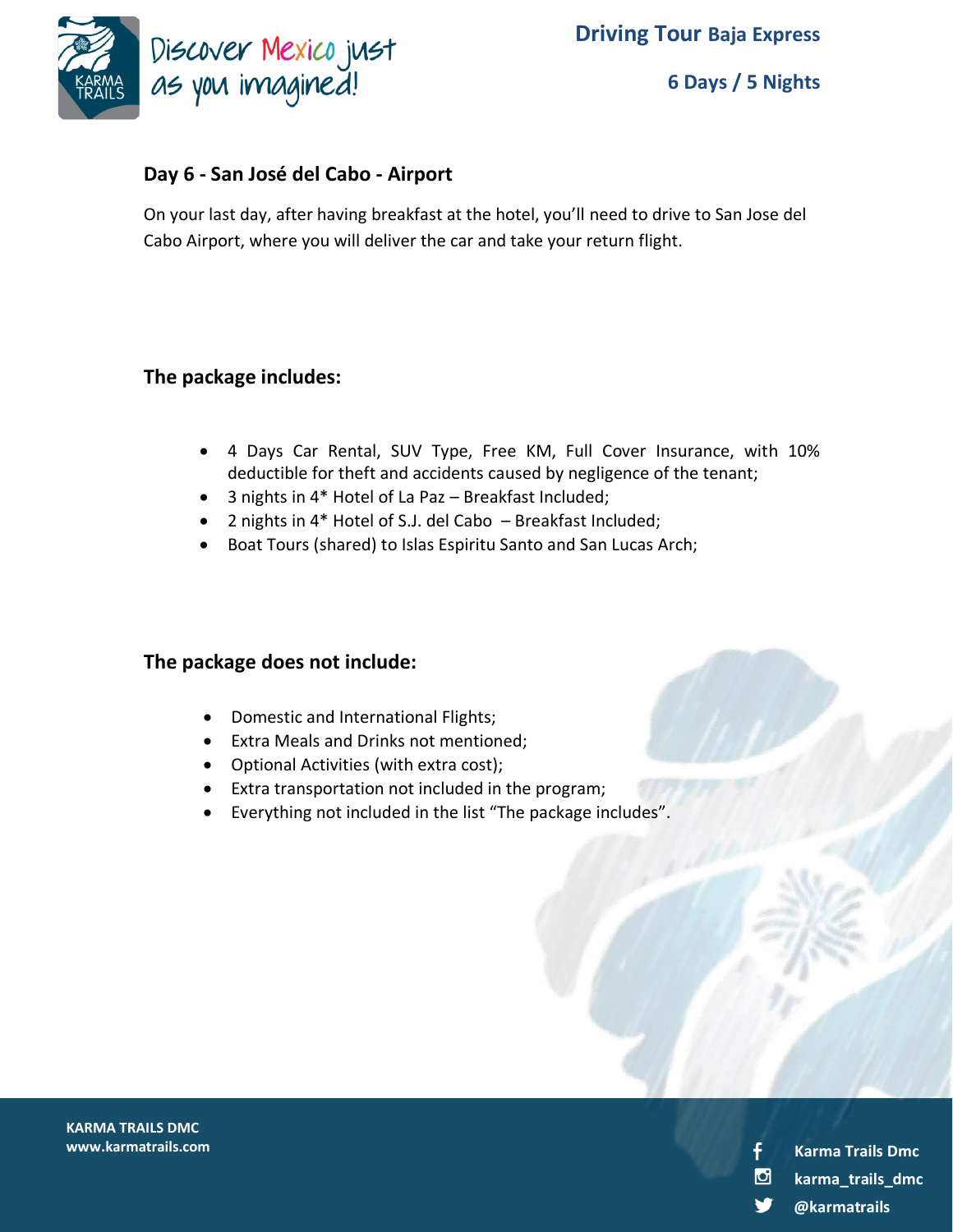## Day 6 - San José del Cabo - Airport

On your last day, after having breakfast at the hotel, you'll need to drive to San Jose del Cabo Airport, where you will deliver the car and take your return flight.

## The package includes:

- 4 Days Car Rental, SUV Type, Free KM, Full Cover Insurance, with 10% deductible for theft and accidents caused by negligence of the tenant;
- 3 nights in 4* Hotel of La Paz – Breakfast Included;
- 2 nights in 4* Hotel of S.J. del Cabo – Breakfast Included;
- Boat Tours (shared) to Islas Espiritu Santo and San Lucas Arch;

## The package does not include:

- Domestic and International Flights;
- Extra Meals and Drinks not mentioned;
- Optional Activities (with extra cost);
- Extra transportation not included in the program;
- Everything not included in the list "The package includes".